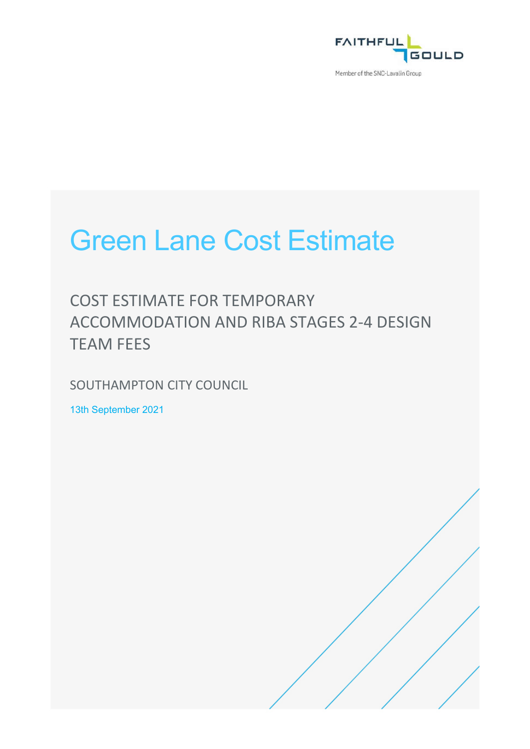FAITHFUL GOULD

Member of the SNC-Lavalin Group

# Green Lane Cost Estimate

## COST ESTIMATE FOR TEMPORARY ACCOMMODATION AND RIBA STAGES 2-4 DESIGN TEAM FEES

SOUTHAMPTON CITY COUNCIL

13th September 2021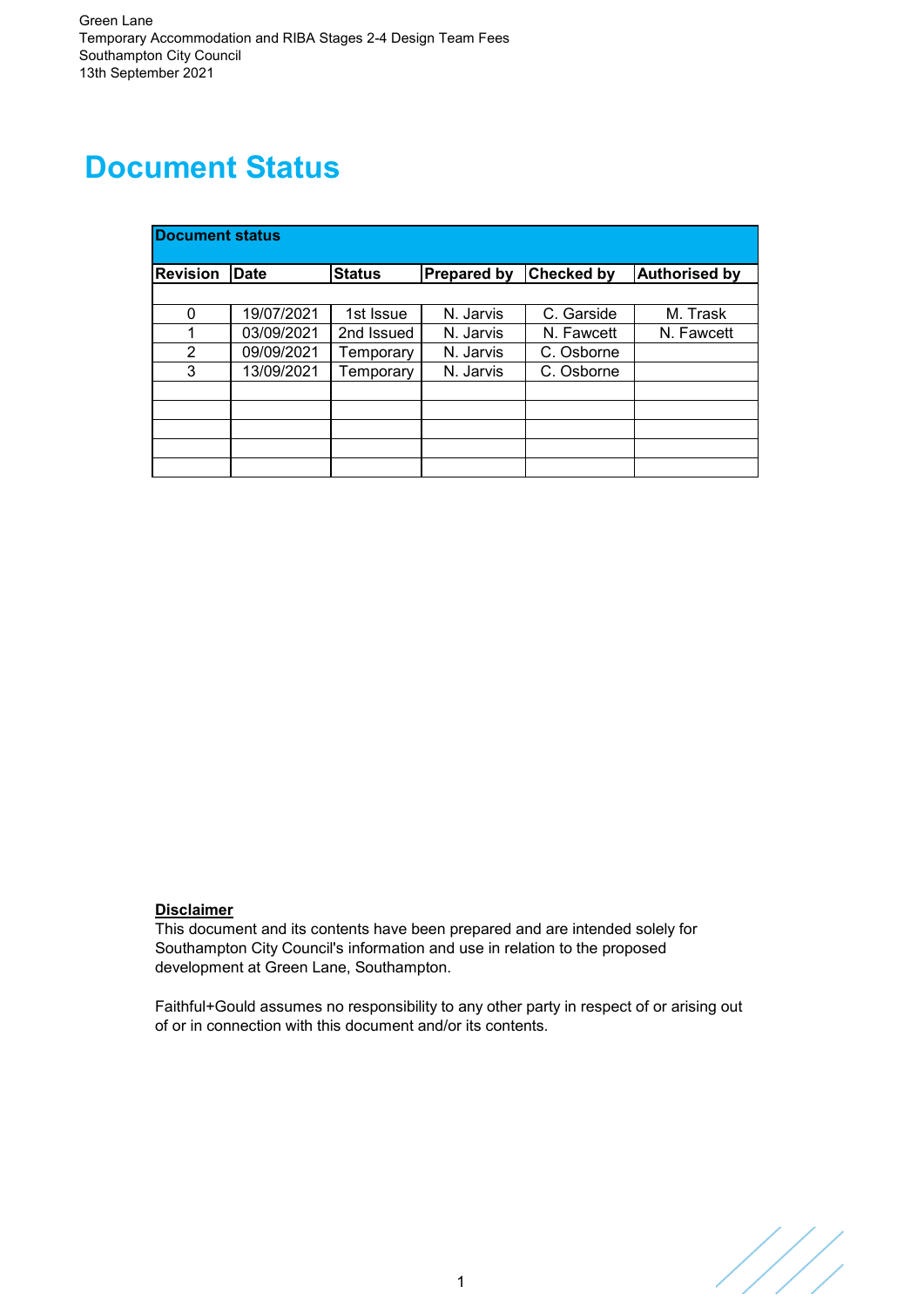Green Lane
Temporary Accommodation and RIBA Stages 2-4 Design Team Fees
Southampton City Council
13th September 2021

# Document Status

| Document status | | | | | |
|---|---|---|---|---|---|
| **Revision** | **Date** | **Status** | **Prepared by** | **Checked by** | **Authorised by** |
| | | | | | |
| 0 | 19/07/2021 | 1st Issue | N. Jarvis | C. Garside | M. Trask |
| 1 | 03/09/2021 | 2nd Issued | N. Jarvis | N. Fawcett | N. Fawcett |
| 2 | 09/09/2021 | Temporary | N. Jarvis | C. Osborne | |
| 3 | 13/09/2021 | Temporary | N. Jarvis | C. Osborne | |
| | | | | | |
| | | | | | |
| | | | | | |
| | | | | | |
| | | | | | |

**Disclaimer**

This document and its contents have been prepared and are intended solely for Southampton City Council's information and use in relation to the proposed development at Green Lane, Southampton.

Faithful+Gould assumes no responsibility to any other party in respect of or arising out of or in connection with this document and/or its contents.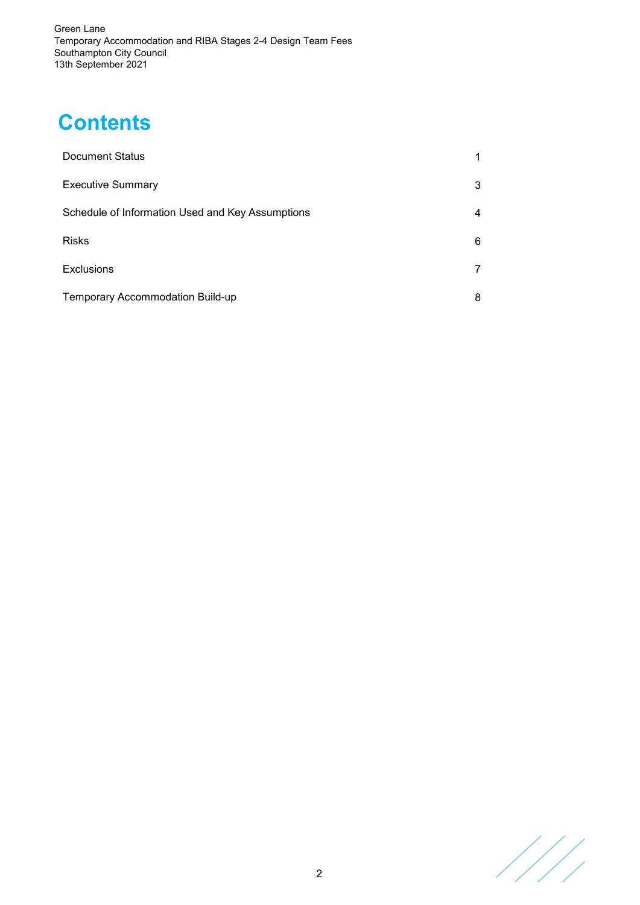# Contents

| | |
|---|---|
| Document Status | 1 |
| Executive Summary | 3 |
| Schedule of Information Used and Key Assumptions | 4 |
| Risks | 6 |
| Exclusions | 7 |
| Temporary Accommodation Build-up | 8 |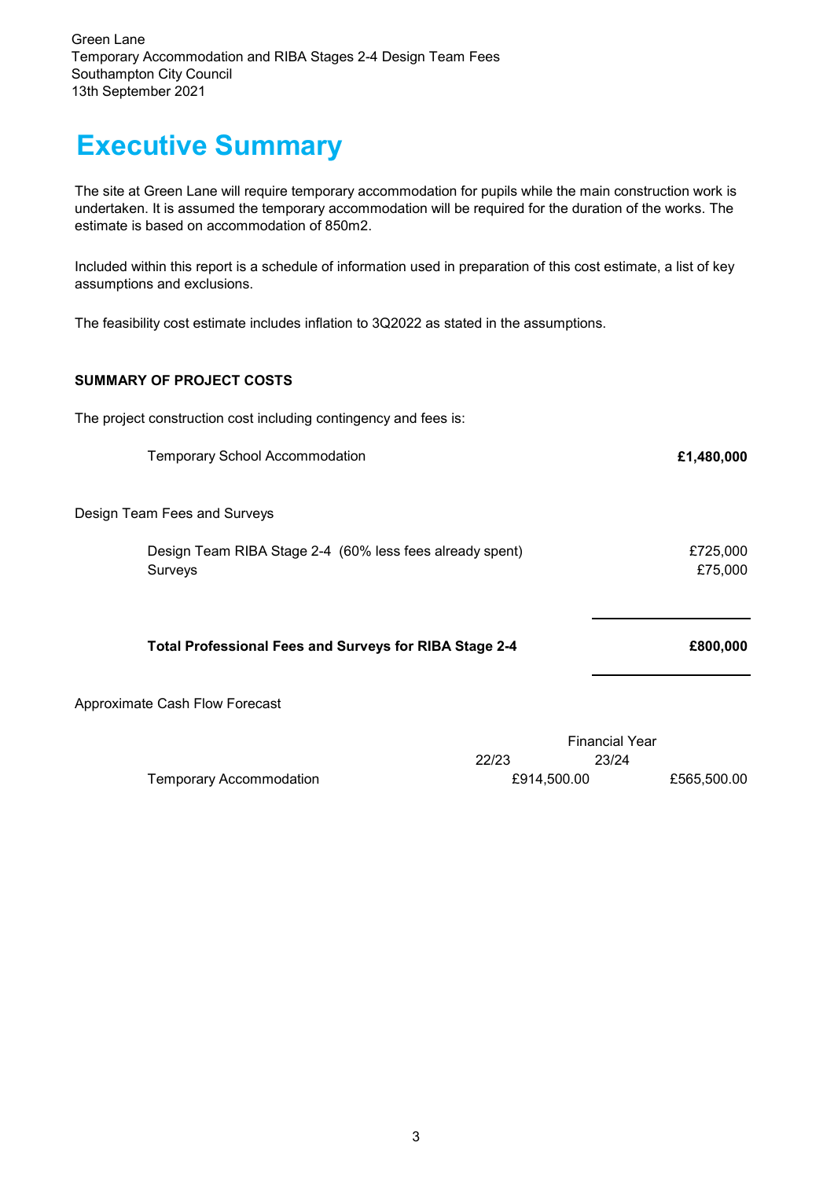Green Lane
Temporary Accommodation and RIBA Stages 2-4 Design Team Fees
Southampton City Council
13th September 2021

# Executive Summary

The site at Green Lane will require temporary accommodation for pupils while the main construction work is undertaken. It is assumed the temporary accommodation will be required for the duration of the works. The estimate is based on accommodation of 850m2.

Included within this report is a schedule of information used in preparation of this cost estimate, a list of key assumptions and exclusions.

The feasibility cost estimate includes inflation to 3Q2022 as stated in the assumptions.

**SUMMARY OF PROJECT COSTS**

The project construction cost including contingency and fees is:

| | |
|---|---|
| Temporary School Accommodation | **£1,480,000** |

Design Team Fees and Surveys

| | |
|---|---|
| Design Team RIBA Stage 2-4 (60% less fees already spent) | £725,000 |
| Surveys | £75,000 |
| **Total Professional Fees and Surveys for RIBA Stage 2-4** | **£800,000** |

Approximate Cash Flow Forecast

| | Financial Year | |
|---|---|---|
| | 22/23 | 23/24 |
| Temporary Accommodation | £914,500.00 | £565,500.00 |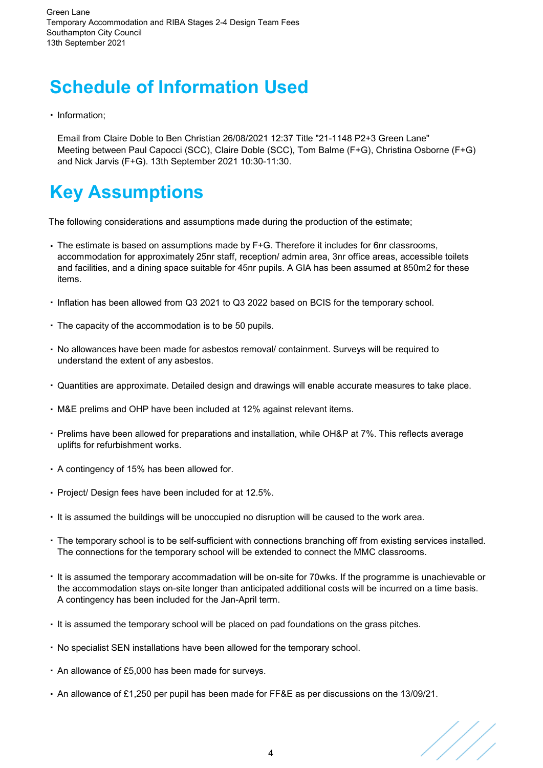# Schedule of Information Used

- Information;

  Email from Claire Doble to Ben Christian 26/08/2021 12:37 Title "21-1148 P2+3 Green Lane"
  Meeting between Paul Capocci (SCC), Claire Doble (SCC), Tom Balme (F+G), Christina Osborne (F+G) and Nick Jarvis (F+G). 13th September 2021 10:30-11:30.

# Key Assumptions

The following considerations and assumptions made during the production of the estimate;

- The estimate is based on assumptions made by F+G. Therefore it includes for 6nr classrooms, accommodation for approximately 25nr staff, reception/ admin area, 3nr office areas, accessible toilets and facilities, and a dining space suitable for 45nr pupils. A GIA has been assumed at 850m2 for these items.
- Inflation has been allowed from Q3 2021 to Q3 2022 based on BCIS for the temporary school.
- The capacity of the accommodation is to be 50 pupils.
- No allowances have been made for asbestos removal/ containment. Surveys will be required to understand the extent of any asbestos.
- Quantities are approximate. Detailed design and drawings will enable accurate measures to take place.
- M&E prelims and OHP have been included at 12% against relevant items.
- Prelims have been allowed for preparations and installation, while OH&P at 7%. This reflects average uplifts for refurbishment works.
- A contingency of 15% has been allowed for.
- Project/ Design fees have been included for at 12.5%.
- It is assumed the buildings will be unoccupied no disruption will be caused to the work area.
- The temporary school is to be self-sufficient with connections branching off from existing services installed. The connections for the temporary school will be extended to connect the MMC classrooms.
- It is assumed the temporary accommadation will be on-site for 70wks. If the programme is unachievable or the accommodation stays on-site longer than anticipated additional costs will be incurred on a time basis. A contingency has been included for the Jan-April term.
- It is assumed the temporary school will be placed on pad foundations on the grass pitches.
- No specialist SEN installations have been allowed for the temporary school.
- An allowance of £5,000 has been made for surveys.
- An allowance of £1,250 per pupil has been made for FF&E as per discussions on the 13/09/21.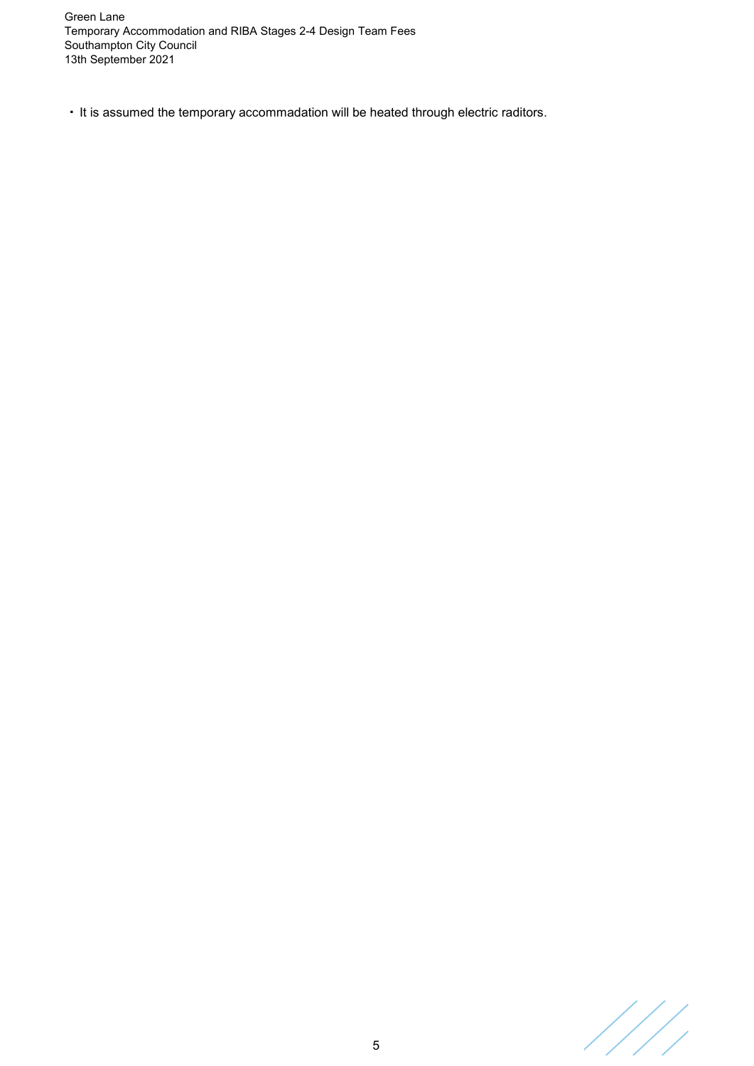- It is assumed the temporary accommadation will be heated through electric raditors.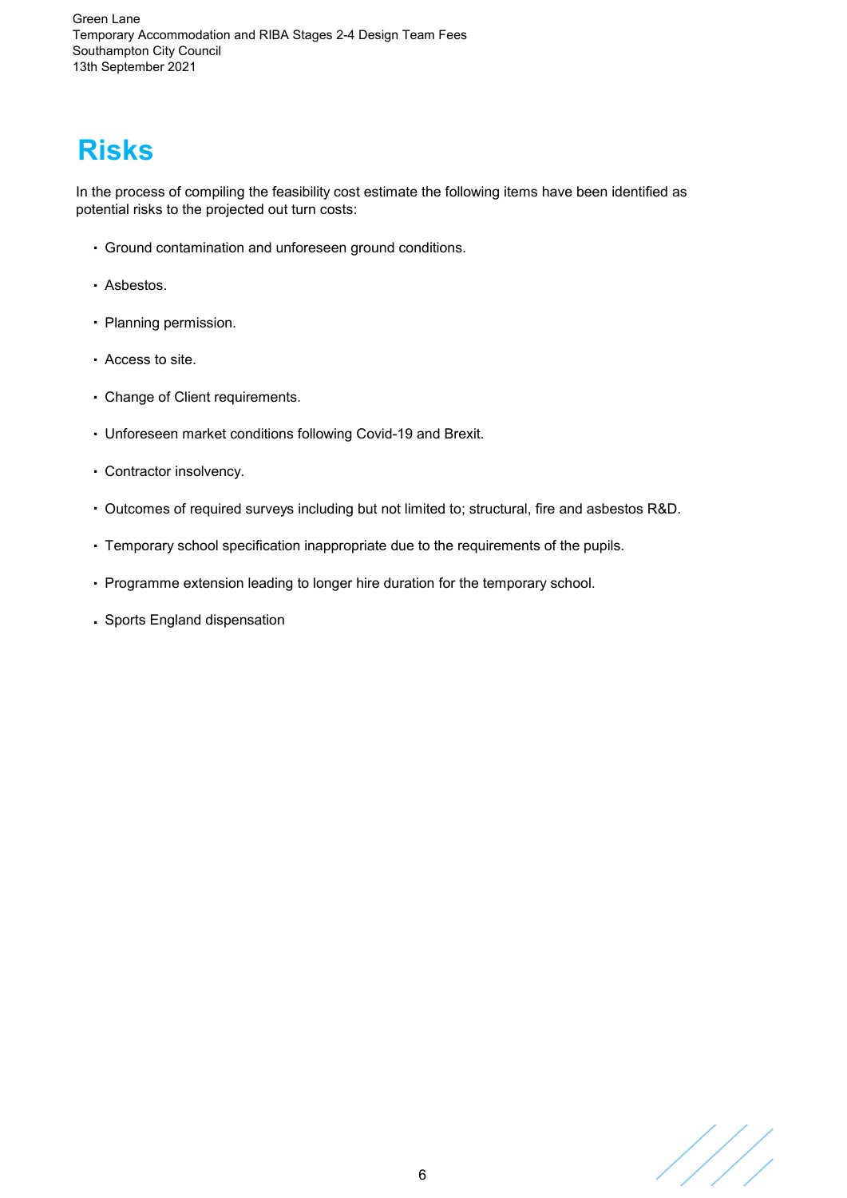# Risks

In the process of compiling the feasibility cost estimate the following items have been identified as potential risks to the projected out turn costs:

- Ground contamination and unforeseen ground conditions.
- Asbestos.
- Planning permission.
- Access to site.
- Change of Client requirements.
- Unforeseen market conditions following Covid-19 and Brexit.
- Contractor insolvency.
- Outcomes of required surveys including but not limited to; structural, fire and asbestos R&D.
- Temporary school specification inappropriate due to the requirements of the pupils.
- Programme extension leading to longer hire duration for the temporary school.
- Sports England dispensation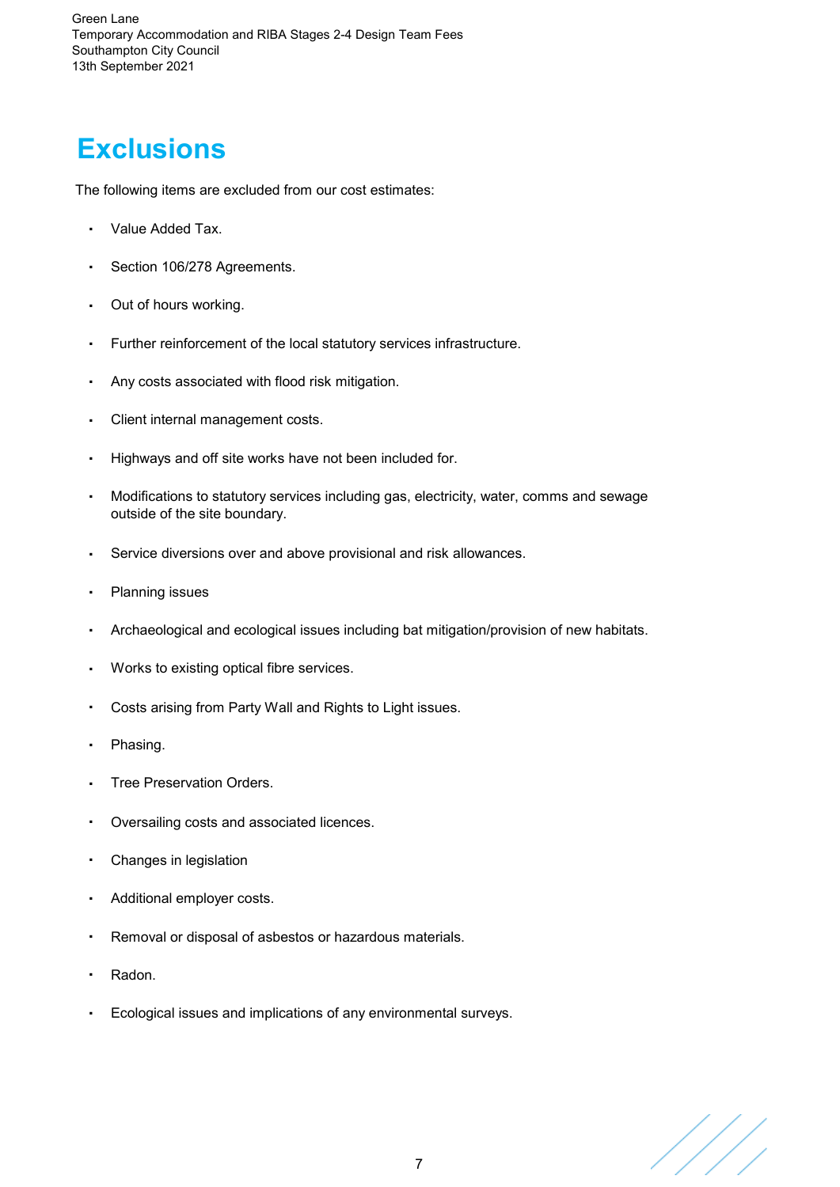# Exclusions

The following items are excluded from our cost estimates:

- Value Added Tax.
- Section 106/278 Agreements.
- Out of hours working.
- Further reinforcement of the local statutory services infrastructure.
- Any costs associated with flood risk mitigation.
- Client internal management costs.
- Highways and off site works have not been included for.
- Modifications to statutory services including gas, electricity, water, comms and sewage outside of the site boundary.
- Service diversions over and above provisional and risk allowances.
- Planning issues
- Archaeological and ecological issues including bat mitigation/provision of new habitats.
- Works to existing optical fibre services.
- Costs arising from Party Wall and Rights to Light issues.
- Phasing.
- Tree Preservation Orders.
- Oversailing costs and associated licences.
- Changes in legislation
- Additional employer costs.
- Removal or disposal of asbestos or hazardous materials.
- Radon.
- Ecological issues and implications of any environmental surveys.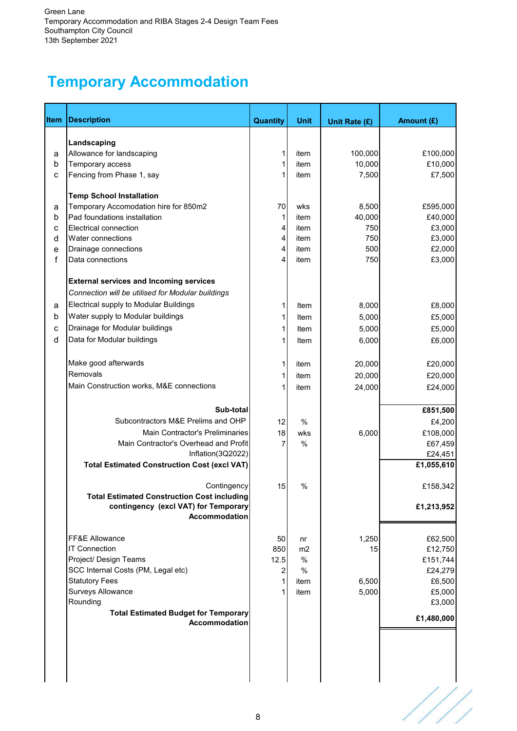Green Lane
Temporary Accommodation and RIBA Stages 2-4 Design Team Fees
Southampton City Council
13th September 2021

# Temporary Accommodation

| Item | Description | Quantity | Unit | Unit Rate (£) | Amount (£) |
|---|---|---|---|---|---|
| | **Landscaping** | | | | |
| a | Allowance for landscaping | 1 | item | 100,000 | £100,000 |
| b | Temporary access | 1 | item | 10,000 | £10,000 |
| c | Fencing from Phase 1, say | 1 | item | 7,500 | £7,500 |
| | **Temp School Installation** | | | | |
| a | Temporary Accomodation hire for 850m2 | 70 | wks | 8,500 | £595,000 |
| b | Pad foundations installation | 1 | item | 40,000 | £40,000 |
| c | Electrical connection | 4 | item | 750 | £3,000 |
| d | Water connections | 4 | item | 750 | £3,000 |
| e | Drainage connections | 4 | item | 500 | £2,000 |
| f | Data connections | 4 | item | 750 | £3,000 |
| | **External services and Incoming services** | | | | |
| | *Connection will be utilised for Modular buildings* | | | | |
| a | Electrical supply to Modular Buildings | 1 | Item | 8,000 | £8,000 |
| b | Water supply to Modular buildings | 1 | Item | 5,000 | £5,000 |
| c | Drainage for Modular buildings | 1 | Item | 5,000 | £5,000 |
| d | Data for Modular buildings | 1 | Item | 6,000 | £6,000 |
| | Make good afterwards | 1 | item | 20,000 | £20,000 |
| | Removals | 1 | item | 20,000 | £20,000 |
| | Main Construction works, M&E connections | 1 | item | 24,000 | £24,000 |
| | **Sub-total** | | | | **£851,500** |
| | Subcontractors M&E Prelims and OHP | 12 | % | | £4,200 |
| | Main Contractor's Preliminaries | 18 | wks | 6,000 | £108,000 |
| | Main Contractor's Overhead and Profit | 7 | % | | £67,459 |
| | Inflation(3Q2022) | | | | £24,451 |
| | **Total Estimated Construction Cost (excl VAT)** | | | | **£1,055,610** |
| | Contingency | 15 | % | | £158,342 |
| | **Total Estimated Construction Cost including contingency (excl VAT) for Temporary Accommodation** | | | | **£1,213,952** |
| | FF&E Allowance | 50 | nr | 1,250 | £62,500 |
| | IT Connection | 850 | m2 | 15 | £12,750 |
| | Project/ Design Teams | 12.5 | % | | £151,744 |
| | SCC Internal Costs (PM, Legal etc) | 2 | % | | £24,279 |
| | Statutory Fees | 1 | item | 6,500 | £6,500 |
| | Surveys Allowance | 1 | item | 5,000 | £5,000 |
| | Rounding | | | | £3,000 |
| | **Total Estimated Budget for Temporary Accommodation** | | | | **£1,480,000** |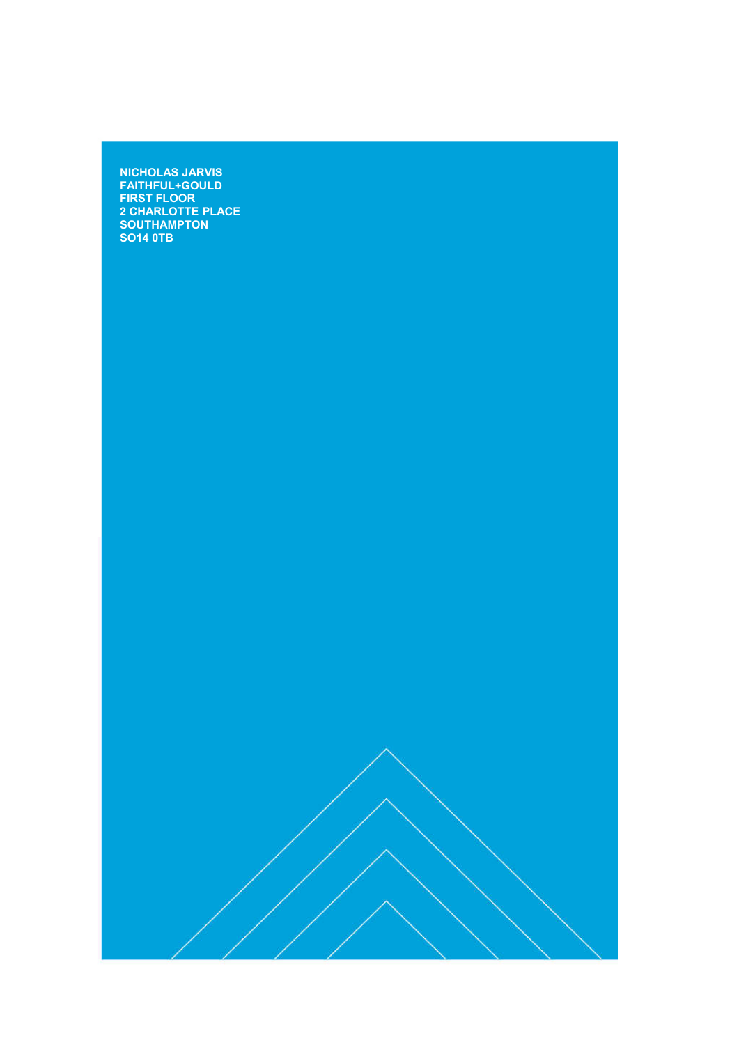**NICHOLAS JARVIS**
**FAITHFUL+GOULD**
**FIRST FLOOR**
**2 CHARLOTTE PLACE**
**SOUTHAMPTON**
**SO14 0TB**